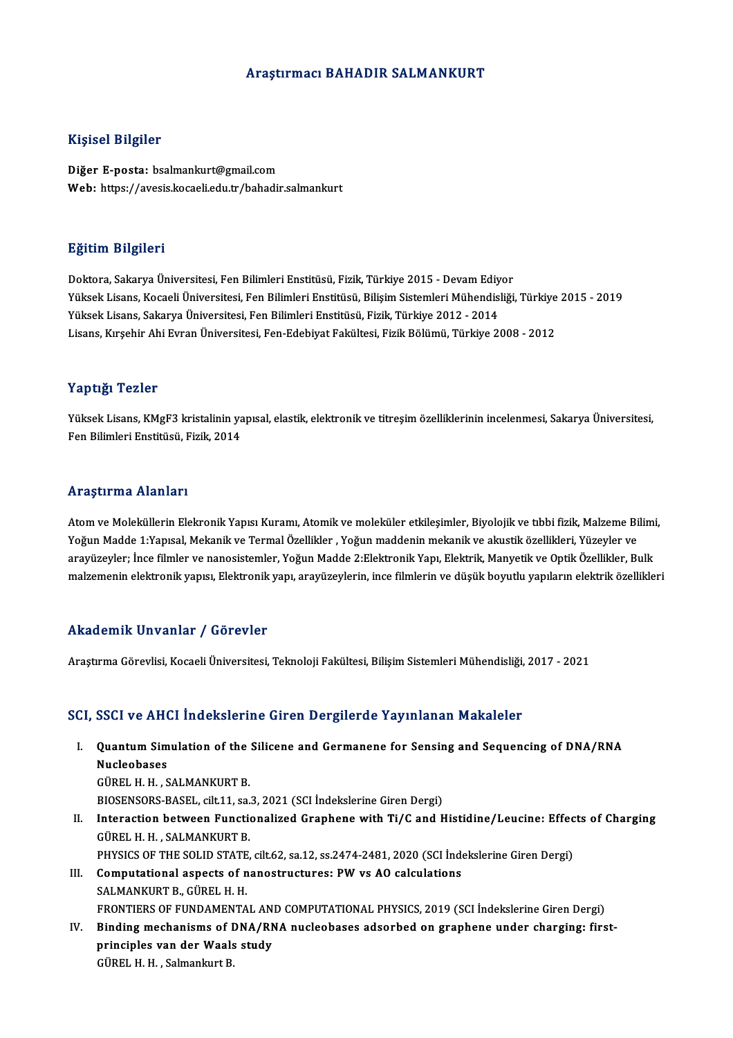# Araştırmacı BAHADIR SALMANKURT

## Kişisel Bilgiler

**Diğer E-posta:** bsalmankurt@gmail.com
**Web:** https://avesis.kocaeli.edu.tr/bahadir.salmankurt

## Eğitim Bilgileri

Doktora, Sakarya Üniversitesi, Fen Bilimleri Enstitüsü, Fizik, Türkiye 2015 - Devam Ediyor
Yüksek Lisans, Kocaeli Üniversitesi, Fen Bilimleri Enstitüsü, Bilişim Sistemleri Mühendisliği, Türkiye 2015 - 2019
Yüksek Lisans, Sakarya Üniversitesi, Fen Bilimleri Enstitüsü, Fizik, Türkiye 2012 - 2014
Lisans, Kırşehir Ahi Evran Üniversitesi, Fen-Edebiyat Fakültesi, Fizik Bölümü, Türkiye 2008 - 2012

## Yaptığı Tezler

Yüksek Lisans, KMgF3 kristalinin yapısal, elastik, elektronik ve titreşim özelliklerinin incelenmesi, Sakarya Üniversitesi, Fen Bilimleri Enstitüsü, Fizik, 2014

## Araştırma Alanları

Atom ve Moleküllerin Elekronik Yapısı Kuramı, Atomik ve moleküler etkileşimler, Biyolojik ve tıbbi fizik, Malzeme Bilimi, Yoğun Madde 1:Yapısal, Mekanik ve Termal Özellikler , Yoğun maddenin mekanik ve akustik özellikleri, Yüzeyler ve arayüzeyler; İnce filmler ve nanosistemler, Yoğun Madde 2:Elektronik Yapı, Elektrik, Manyetik ve Optik Özellikler, Bulk malzemenin elektronik yapısı, Elektronik yapı, arayüzeylerin, ince filmlerin ve düşük boyutlu yapıların elektrik özellikleri

## Akademik Unvanlar / Görevler

Araştırma Görevlisi, Kocaeli Üniversitesi, Teknoloji Fakültesi, Bilişim Sistemleri Mühendisliği, 2017 - 2021

## SCI, SSCI ve AHCI İndekslerine Giren Dergilerde Yayınlanan Makaleler

I. **Quantum Simulation of the Silicene and Germanene for Sensing and Sequencing of DNA/RNA Nucleobases**
GÜREL H. H. , SALMANKURT B.
BIOSENSORS-BASEL, cilt.11, sa.3, 2021 (SCI İndekslerine Giren Dergi)

II. **Interaction between Functionalized Graphene with Ti/C and Histidine/Leucine: Effects of Charging**
GÜREL H. H. , SALMANKURT B.
PHYSICS OF THE SOLID STATE, cilt.62, sa.12, ss.2474-2481, 2020 (SCI İndekslerine Giren Dergi)

III. **Computational aspects of nanostructures: PW vs AO calculations**
SALMANKURT B., GÜREL H. H.
FRONTIERS OF FUNDAMENTAL AND COMPUTATIONAL PHYSICS, 2019 (SCI İndekslerine Giren Dergi)

IV. **Binding mechanisms of DNA/RNA nucleobases adsorbed on graphene under charging: first-principles van der Waals study**
GÜREL H. H. , Salmankurt B.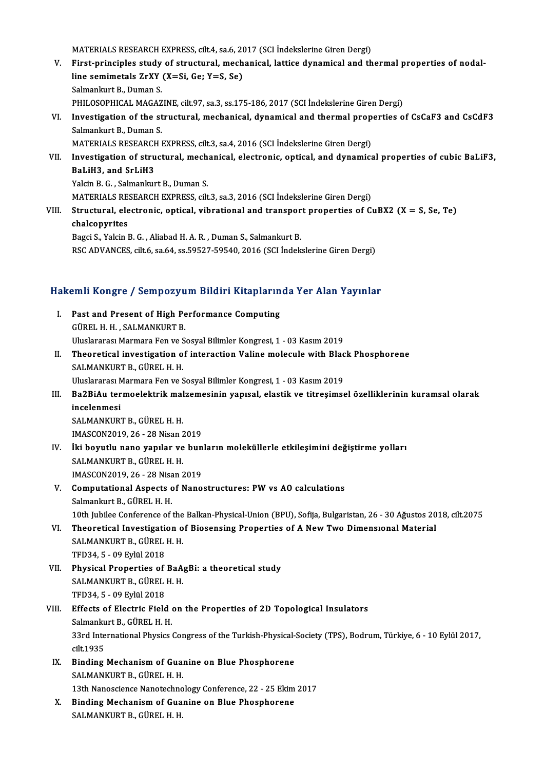MATERIALS RESEARCH EXPRESS, cilt.4, sa.6, 2017 (SCI İndekslerine Giren Dergi)

V. **First-principles study of structural, mechanical, lattice dynamical and thermal properties of nodal-line semimetals ZrXY (X=Si, Ge; Y=S, Se)**
Salmankurt B., Duman S.
PHILOSOPHICAL MAGAZINE, cilt.97, sa.3, ss.175-186, 2017 (SCI İndekslerine Giren Dergi)

VI. **Investigation of the structural, mechanical, dynamical and thermal properties of CsCaF3 and CsCdF3**
Salmankurt B., Duman S.
MATERIALS RESEARCH EXPRESS, cilt.3, sa.4, 2016 (SCI İndekslerine Giren Dergi)

VII. **Investigation of structural, mechanical, electronic, optical, and dynamical properties of cubic BaLiF3, BaLiH3, and SrLiH3**
Yalcin B. G. , Salmankurt B., Duman S.
MATERIALS RESEARCH EXPRESS, cilt.3, sa.3, 2016 (SCI İndekslerine Giren Dergi)

VIII. **Structural, electronic, optical, vibrational and transport properties of CuBX2 (X = S, Se, Te) chalcopyrites**
Bagci S., Yalcin B. G. , Aliabad H. A. R. , Duman S., Salmankurt B.
RSC ADVANCES, cilt.6, sa.64, ss.59527-59540, 2016 (SCI İndekslerine Giren Dergi)

## Hakemli Kongre / Sempozyum Bildiri Kitaplarında Yer Alan Yayınlar

I. **Past and Present of High Performance Computing**
GÜREL H. H. , SALMANKURT B.
Uluslararası Marmara Fen ve Sosyal Bilimler Kongresi, 1 - 03 Kasım 2019

II. **Theoretical investigation of interaction Valine molecule with Black Phosphorene**
SALMANKURT B., GÜREL H. H.
Uluslararası Marmara Fen ve Sosyal Bilimler Kongresi, 1 - 03 Kasım 2019

III. **Ba2BiAu termoelektrik malzemesinin yapısal, elastik ve titreşimsel özelliklerinin kuramsal olarak incelenmesi**
SALMANKURT B., GÜREL H. H.
IMASCON2019, 26 - 28 Nisan 2019

IV. **İki boyutlu nano yapılar ve bunların moleküllerle etkileşimini değiştirme yolları**
SALMANKURT B., GÜREL H. H.
IMASCON2019, 26 - 28 Nisan 2019

V. **Computational Aspects of Nanostructures: PW vs AO calculations**
Salmankurt B., GÜREL H. H.
10th Jubilee Conference of the Balkan-Physical-Union (BPU), Sofija, Bulgaristan, 26 - 30 Ağustos 2018, cilt.2075

VI. **Theoretical Investigation of Biosensing Properties of A New Two Dimensıonal Material**
SALMANKURT B., GÜREL H. H.
TFD34, 5 - 09 Eylül 2018

VII. **Physical Properties of BaAgBi: a theoretical study**
SALMANKURT B., GÜREL H. H.
TFD34, 5 - 09 Eylül 2018

VIII. **Effects of Electric Field on the Properties of 2D Topological Insulators**
Salmankurt B., GÜREL H. H.
33rd International Physics Congress of the Turkish-Physical-Society (TPS), Bodrum, Türkiye, 6 - 10 Eylül 2017, cilt.1935

IX. **Binding Mechanism of Guanine on Blue Phosphorene**
SALMANKURT B., GÜREL H. H.
13th Nanoscience Nanotechnology Conference, 22 - 25 Ekim 2017

X. **Binding Mechanism of Guanine on Blue Phosphorene**
SALMANKURT B., GÜREL H. H.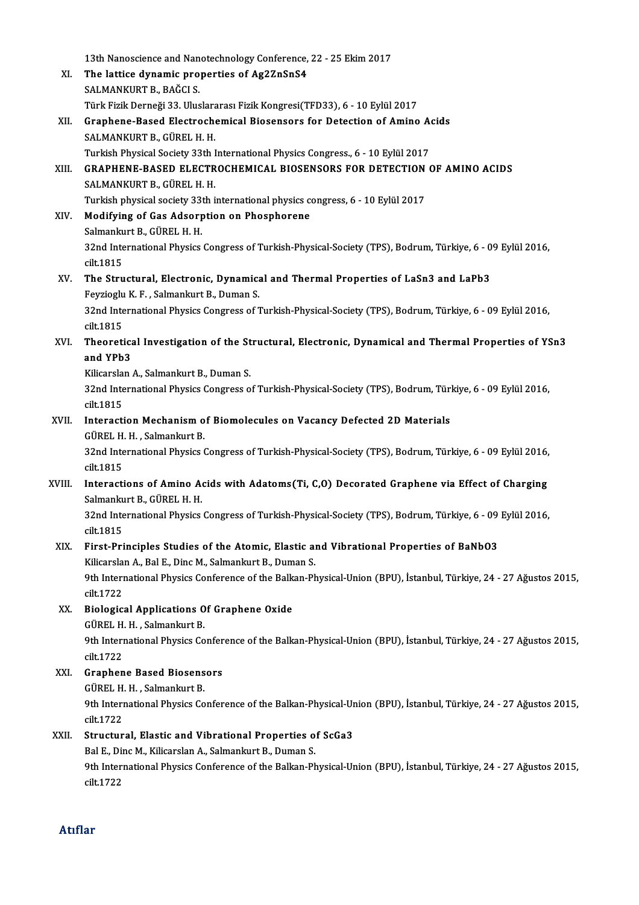13th Nanoscience and Nanotechnology Conference, 22 - 25 Ekim 2017

XI. **The lattice dynamic properties of $Ag_2ZnSnS_4$**
SALMANKURT B., BAĞCI S.
Türk Fizik Derneği 33. Uluslararası Fizik Kongresi(TFD33), 6 - 10 Eylül 2017

XII. **Graphene-Based Electrochemical Biosensors for Detection of Amino Acids**
SALMANKURT B., GÜREL H. H.
Turkish Physical Society 33th International Physics Congress., 6 - 10 Eylül 2017

XIII. **GRAPHENE-BASED ELECTROCHEMICAL BIOSENSORS FOR DETECTION OF AMINO ACIDS**
SALMANKURT B., GÜREL H. H.
Turkish physical society 33th international physics congress, 6 - 10 Eylül 2017

XIV. **Modifying of Gas Adsorption on Phosphorene**
Salmankurt B., GÜREL H. H.
32nd International Physics Congress of Turkish-Physical-Society (TPS), Bodrum, Türkiye, 6 - 09 Eylül 2016, cilt.1815

XV. **The Structural, Electronic, Dynamical and Thermal Properties of $LaSn_3$ and $LaPb_3$**
Feyzioglu K. F. , Salmankurt B., Duman S.
32nd International Physics Congress of Turkish-Physical-Society (TPS), Bodrum, Türkiye, 6 - 09 Eylül 2016, cilt.1815

XVI. **Theoretical Investigation of the Structural, Electronic, Dynamical and Thermal Properties of $YSn_3$ and $YPb_3$**
Kilicarslan A., Salmankurt B., Duman S.
32nd International Physics Congress of Turkish-Physical-Society (TPS), Bodrum, Türkiye, 6 - 09 Eylül 2016, cilt.1815

XVII. **Interaction Mechanism of Biomolecules on Vacancy Defected 2D Materials**
GÜREL H. H. , Salmankurt B.
32nd International Physics Congress of Turkish-Physical-Society (TPS), Bodrum, Türkiye, 6 - 09 Eylül 2016, cilt.1815

XVIII. **Interactions of Amino Acids with Adatoms(Ti, C,O) Decorated Graphene via Effect of Charging**
Salmankurt B., GÜREL H. H.
32nd International Physics Congress of Turkish-Physical-Society (TPS), Bodrum, Türkiye, 6 - 09 Eylül 2016, cilt.1815

XIX. **First-Principles Studies of the Atomic, Elastic and Vibrational Properties of $BaNbO_3$**
Kilicarslan A., Bal E., Dinc M., Salmankurt B., Duman S.
9th International Physics Conference of the Balkan-Physical-Union (BPU), İstanbul, Türkiye, 24 - 27 Ağustos 2015, cilt.1722

XX. **Biological Applications Of Graphene Oxide**
GÜREL H. H. , Salmankurt B.
9th International Physics Conference of the Balkan-Physical-Union (BPU), İstanbul, Türkiye, 24 - 27 Ağustos 2015, cilt.1722

XXI. **Graphene Based Biosensors**
GÜREL H. H. , Salmankurt B.
9th International Physics Conference of the Balkan-Physical-Union (BPU), İstanbul, Türkiye, 24 - 27 Ağustos 2015, cilt.1722

XXII. **Structural, Elastic and Vibrational Properties of $ScGa_3$**
Bal E., Dinc M., Kilicarslan A., Salmankurt B., Duman S.
9th International Physics Conference of the Balkan-Physical-Union (BPU), İstanbul, Türkiye, 24 - 27 Ağustos 2015, cilt.1722

## Atıflar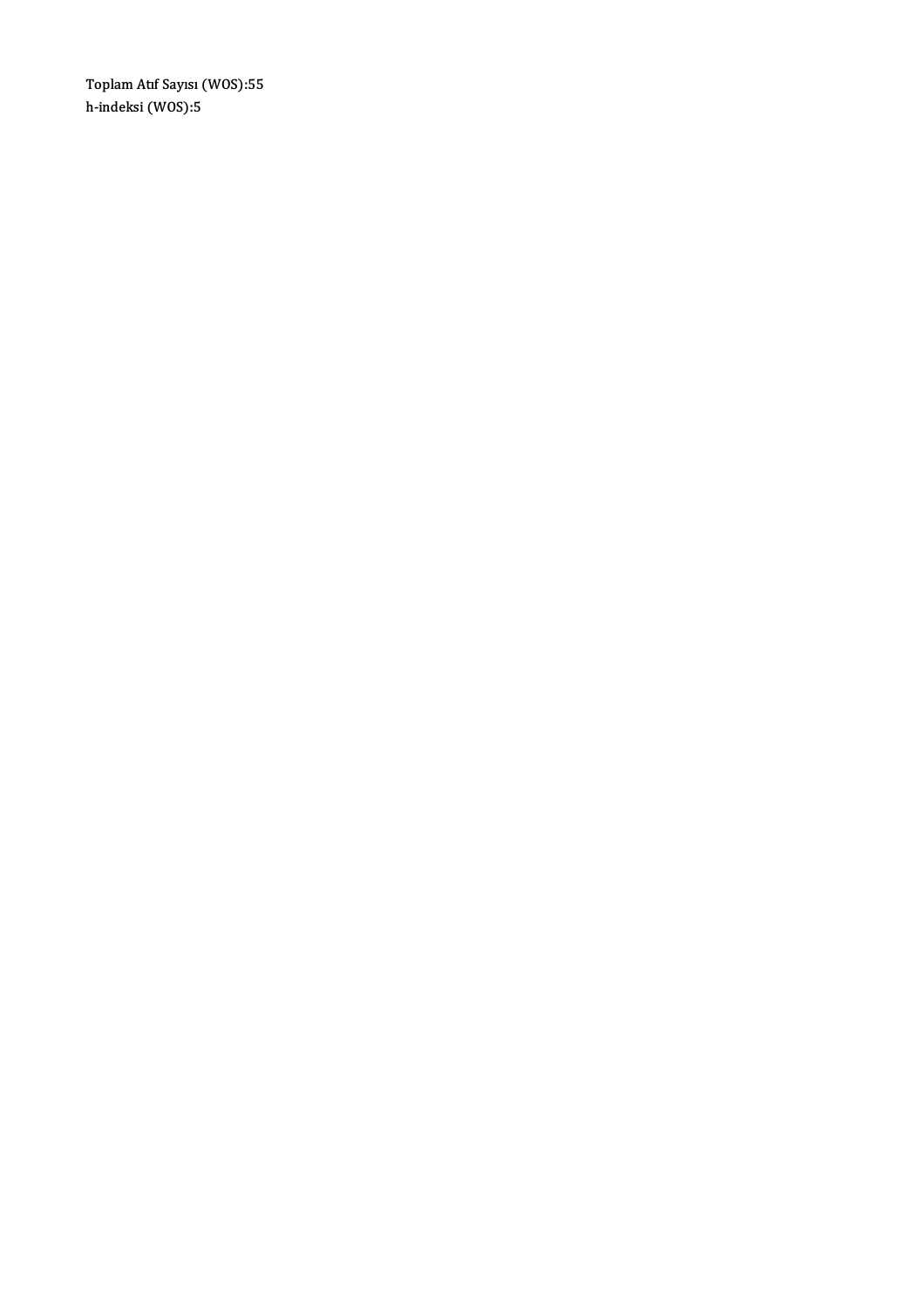Toplam Atıf Sayısı (WOS):55
h-indeksi (WOS):5